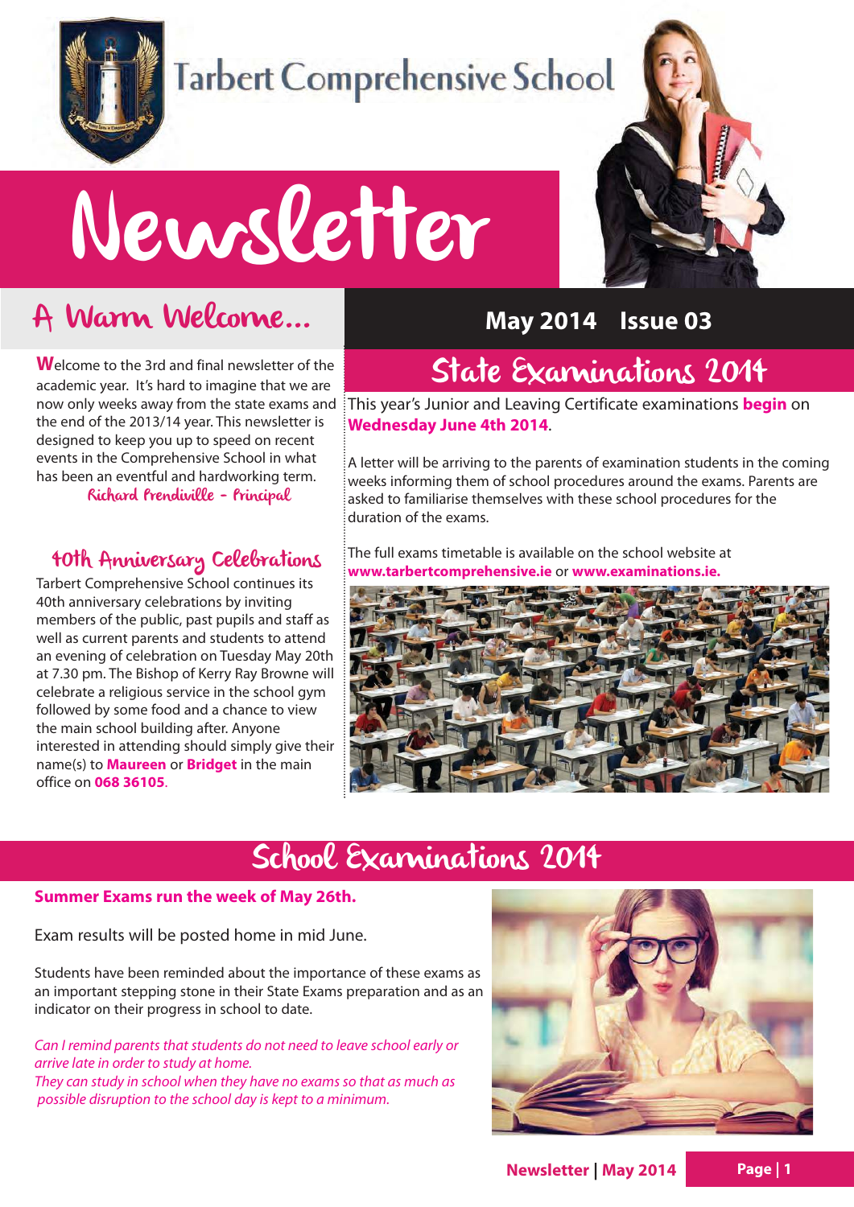# Tarbert Comprehensive School

# Newsletter

**May 2014 Issue 03**

## A Warm Welcome...

Welcome to the 3rd and final newsletter of the academic year. It's hard to imagine that we are now only weeks away from the state exams and the end of the 2013/14 year. This newsletter is designed to keep you up to speed on recent events in the Comprehensive School in what has been an eventful and hardworking term.

Richard Prendiville - Principal

### 40th Anniversary Celebrations

Tarbert Comprehensive School continues its 40th anniversary celebrations by inviting members of the public, past pupils and staff as well as current parents and students to attend an evening of celebration on Tuesday May 20th at 7.30 pm. The Bishop of Kerry Ray Browne will celebrate a religious service in the school gym followed by some food and a chance to view the main school building after. Anyone interested in attending should simply give their name(s) to **Maureen** or **Bridget** in the main office on **068 36105**.

## State Examinations 2014

This year's Junior and Leaving Certificate examinations **begin** on **Wednesday June 4th 2014**.

A letter will be arriving to the parents of examination students in the coming weeks informing them of school procedures around the exams. Parents are asked to familiarise themselves with these school procedures for the duration of the exams.

The full exams timetable is available on the school website at **www.tarbertcomprehensive.ie** or **www.examinations.ie.**

## School Examinations 2014

**Summer Exams run the week of May 26th.**

Exam results will be posted home in mid June.

Students have been reminded about the importance of these exams as an important stepping stone in their State Exams preparation and as an indicator on their progress in school to date.

*Can I remind parents that students do not need to leave school early or arrive late in order to study at home.*
*They can study in school when they have no exams so that as much as possible disruption to the school day is kept to a minimum.*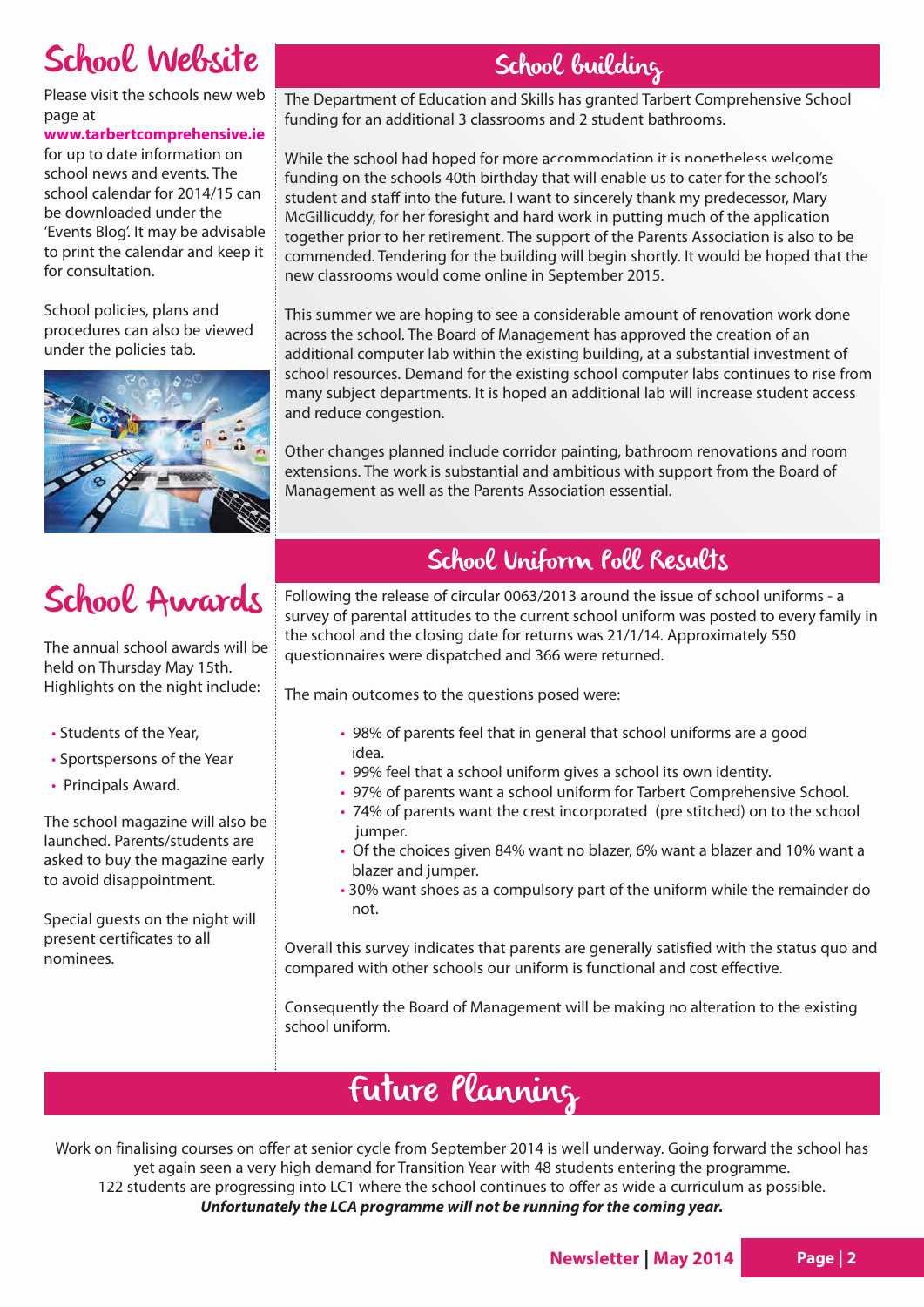## School Website

Please visit the schools new web page at **www.tarbertcomprehensive.ie** for up to date information on school news and events. The school calendar for 2014/15 can be downloaded under the 'Events Blog'. It may be advisable to print the calendar and keep it for consultation.

School policies, plans and procedures can also be viewed under the policies tab.

## School Awards

The annual school awards will be held on Thursday May 15th. Highlights on the night include:

- Students of the Year,
- Sportspersons of the Year
- Principals Award.

The school magazine will also be launched. Parents/students are asked to buy the magazine early to avoid disappointment.

Special guests on the night will present certificates to all nominees.

## School building

The Department of Education and Skills has granted Tarbert Comprehensive School funding for an additional 3 classrooms and 2 student bathrooms.

While the school had hoped for more accommodation it is nonetheless welcome funding on the schools 40th birthday that will enable us to cater for the school's student and staff into the future. I want to sincerely thank my predecessor, Mary McGillicuddy, for her foresight and hard work in putting much of the application together prior to her retirement. The support of the Parents Association is also to be commended. Tendering for the building will begin shortly. It would be hoped that the new classrooms would come online in September 2015.

This summer we are hoping to see a considerable amount of renovation work done across the school. The Board of Management has approved the creation of an additional computer lab within the existing building, at a substantial investment of school resources. Demand for the existing school computer labs continues to rise from many subject departments. It is hoped an additional lab will increase student access and reduce congestion.

Other changes planned include corridor painting, bathroom renovations and room extensions. The work is substantial and ambitious with support from the Board of Management as well as the Parents Association essential.

## School Uniform Poll Results

Following the release of circular 0063/2013 around the issue of school uniforms - a survey of parental attitudes to the current school uniform was posted to every family in the school and the closing date for returns was 21/1/14. Approximately 550 questionnaires were dispatched and 366 were returned.

The main outcomes to the questions posed were:

- 98% of parents feel that in general that school uniforms are a good idea.
- 99% feel that a school uniform gives a school its own identity.
- 97% of parents want a school uniform for Tarbert Comprehensive School.
- 74% of parents want the crest incorporated (pre stitched) on to the school jumper.
- Of the choices given 84% want no blazer, 6% want a blazer and 10% want a blazer and jumper.
- 30% want shoes as a compulsory part of the uniform while the remainder do not.

Overall this survey indicates that parents are generally satisfied with the status quo and compared with other schools our uniform is functional and cost effective.

Consequently the Board of Management will be making no alteration to the existing school uniform.

## Future Planning

Work on finalising courses on offer at senior cycle from September 2014 is well underway. Going forward the school has yet again seen a very high demand for Transition Year with 48 students entering the programme.
122 students are progressing into LC1 where the school continues to offer as wide a curriculum as possible.
***Unfortunately the LCA programme will not be running for the coming year.***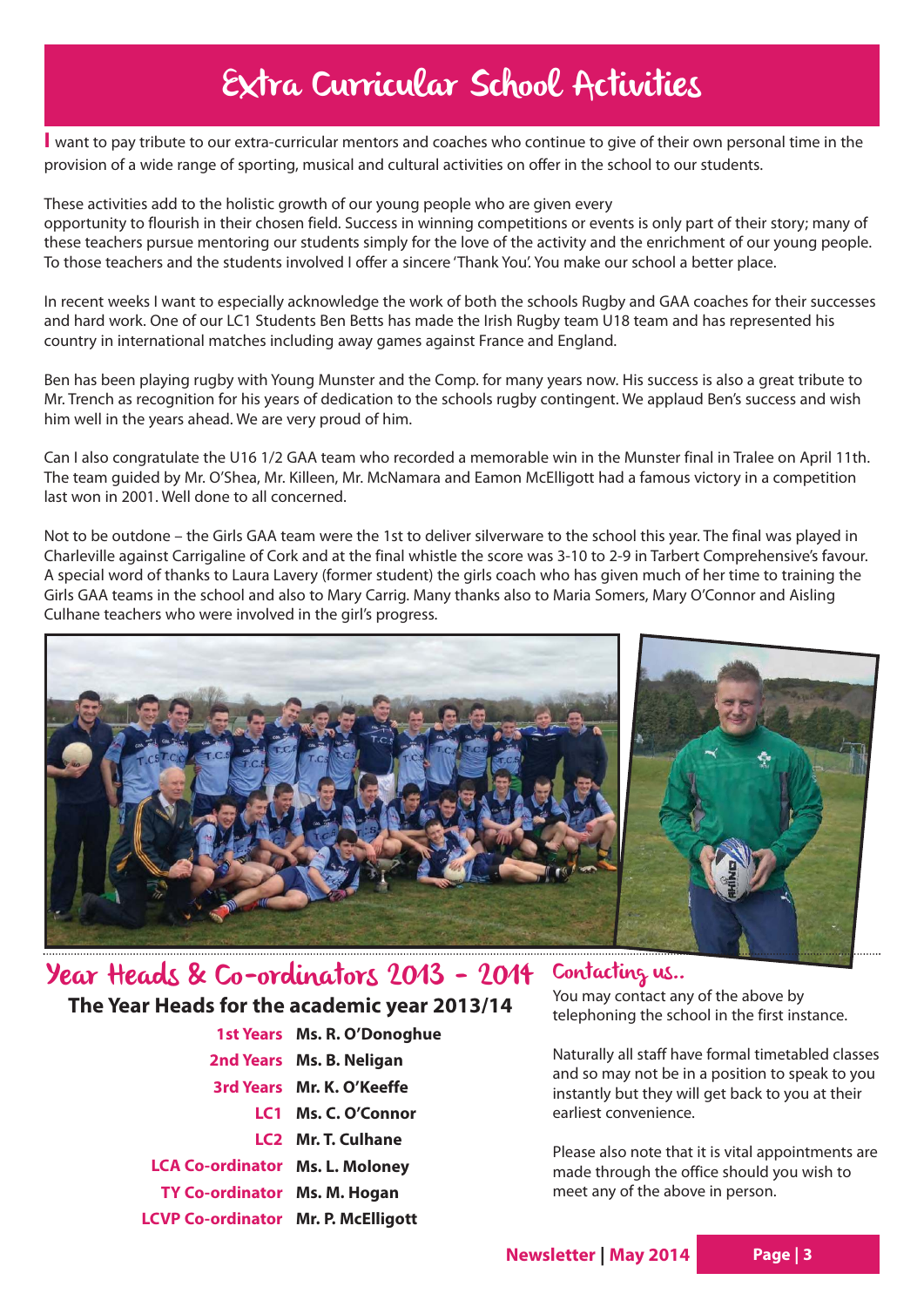# Extra Curricular School Activities

I want to pay tribute to our extra-curricular mentors and coaches who continue to give of their own personal time in the provision of a wide range of sporting, musical and cultural activities on offer in the school to our students.

These activities add to the holistic growth of our young people who are given every opportunity to flourish in their chosen field. Success in winning competitions or events is only part of their story; many of these teachers pursue mentoring our students simply for the love of the activity and the enrichment of our young people. To those teachers and the students involved I offer a sincere 'Thank You'. You make our school a better place.

In recent weeks I want to especially acknowledge the work of both the schools Rugby and GAA coaches for their successes and hard work. One of our LC1 Students Ben Betts has made the Irish Rugby team U18 team and has represented his country in international matches including away games against France and England.

Ben has been playing rugby with Young Munster and the Comp. for many years now. His success is also a great tribute to Mr. Trench as recognition for his years of dedication to the schools rugby contingent. We applaud Ben's success and wish him well in the years ahead. We are very proud of him.

Can I also congratulate the U16 1/2 GAA team who recorded a memorable win in the Munster final in Tralee on April 11th. The team guided by Mr. O'Shea, Mr. Killeen, Mr. McNamara and Eamon McElligott had a famous victory in a competition last won in 2001. Well done to all concerned.

Not to be outdone – the Girls GAA team were the 1st to deliver silverware to the school this year. The final was played in Charleville against Carrigaline of Cork and at the final whistle the score was 3-10 to 2-9 in Tarbert Comprehensive's favour. A special word of thanks to Laura Lavery (former student) the girls coach who has given much of her time to training the Girls GAA teams in the school and also to Mary Carrig. Many thanks also to Maria Somers, Mary O'Connor and Aisling Culhane teachers who were involved in the girl's progress.

## Year Heads & Co-ordinators 2013 - 2014

**The Year Heads for the academic year 2013/14**

| | |
|---|---|
| 1st Years | **Ms. R. O'Donoghue** |
| 2nd Years | **Ms. B. Neligan** |
| 3rd Years | **Mr. K. O'Keeffe** |
| LC1 | **Ms. C. O'Connor** |
| LC2 | **Mr. T. Culhane** |
| LCA Co-ordinator | **Ms. L. Moloney** |
| TY Co-ordinator | **Ms. M. Hogan** |
| LCVP Co-ordinator | **Mr. P. McElligott** |

## Contacting us..

You may contact any of the above by telephoning the school in the first instance.

Naturally all staff have formal timetabled classes and so may not be in a position to speak to you instantly but they will get back to you at their earliest convenience.

Please also note that it is vital appointments are made through the office should you wish to meet any of the above in person.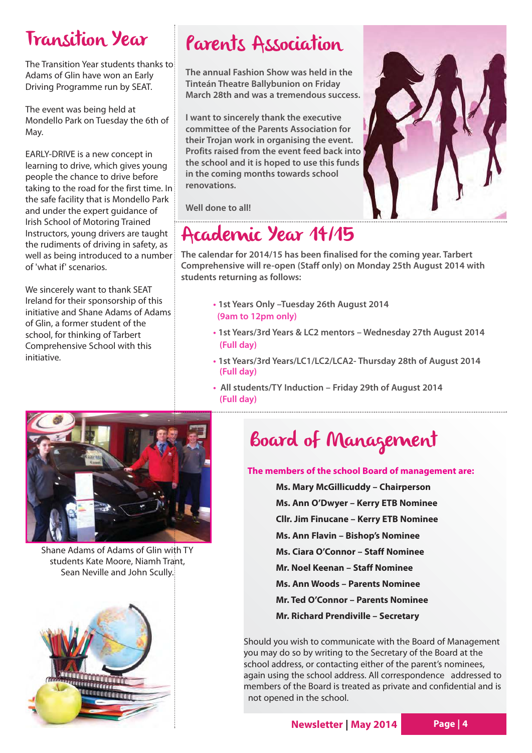# Transition Year

The Transition Year students thanks to Adams of Glin have won an Early Driving Programme run by SEAT.

The event was being held at Mondello Park on Tuesday the 6th of May.

EARLY-DRIVE is a new concept in learning to drive, which gives young people the chance to drive before taking to the road for the first time. In the safe facility that is Mondello Park and under the expert guidance of Irish School of Motoring Trained Instructors, young drivers are taught the rudiments of driving in safety, as well as being introduced to a number of 'what if' scenarios.

We sincerely want to thank SEAT Ireland for their sponsorship of this initiative and Shane Adams of Adams of Glin, a former student of the school, for thinking of Tarbert Comprehensive School with this initiative.

Shane Adams of Adams of Glin with TY students Kate Moore, Niamh Trant, Sean Neville and John Scully.

# Parents Association

**The annual Fashion Show was held in the Tinteán Theatre Ballybunion on Friday March 28th and was a tremendous success.**

**I want to sincerely thank the executive committee of the Parents Association for their Trojan work in organising the event. Profits raised from the event feed back into the school and it is hoped to use this funds in the coming months towards school renovations.**

**Well done to all!**

# Academic Year 14/15

**The calendar for 2014/15 has been finalised for the coming year. Tarbert Comprehensive will re-open (Staff only) on Monday 25th August 2014 with students returning as follows:**

- **1st Years Only –Tuesday 26th August 2014 (9am to 12pm only)**
- **1st Years/3rd Years & LC2 mentors – Wednesday 27th August 2014 (Full day)**
- **1st Years/3rd Years/LC1/LC2/LCA2- Thursday 28th of August 2014 (Full day)**
- **All students/TY Induction – Friday 29th of August 2014 (Full day)**

# Board of Management

**The members of the school Board of management are:**

**Ms. Mary McGillicuddy – Chairperson**
**Ms. Ann O'Dwyer – Kerry ETB Nominee**
**Cllr. Jim Finucane – Kerry ETB Nominee**
**Ms. Ann Flavin – Bishop's Nominee**
**Ms. Ciara O'Connor – Staff Nominee**
**Mr. Noel Keenan – Staff Nominee**
**Ms. Ann Woods – Parents Nominee**
**Mr. Ted O'Connor – Parents Nominee**
**Mr. Richard Prendiville – Secretary**

Should you wish to communicate with the Board of Management you may do so by writing to the Secretary of the Board at the school address, or contacting either of the parent's nominees, again using the school address. All correspondence addressed to members of the Board is treated as private and confidential and is not opened in the school.